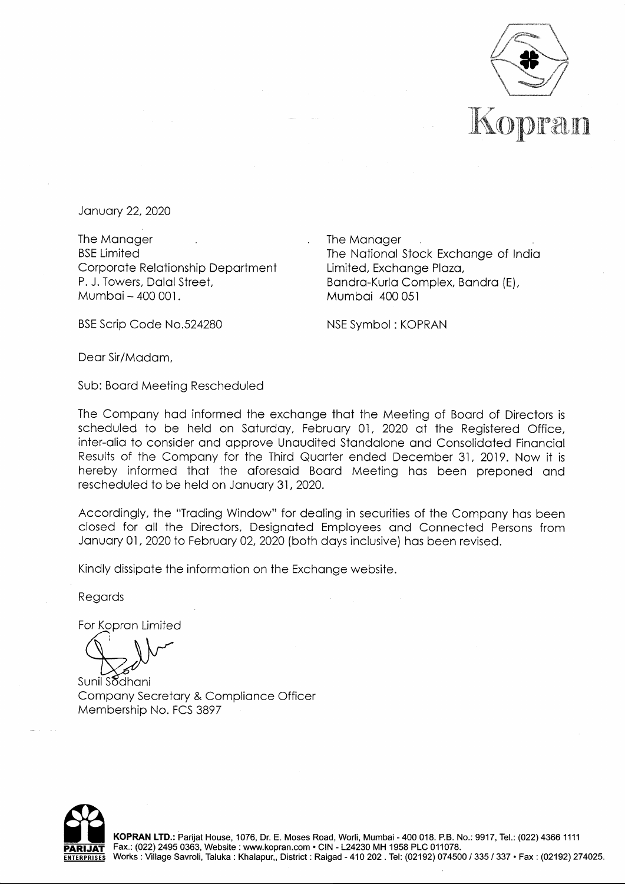Kopran

January 22, 2020

The Manager
BSE Limited
Corporate Relationship Department
P. J. Towers, Dalal Street,
Mumbai – 400 001.

BSE Scrip Code No.524280

The Manager
The National Stock Exchange of India Limited, Exchange Plaza,
Bandra-Kurla Complex, Bandra (E),
Mumbai 400 051

NSE Symbol : KOPRAN

Dear Sir/Madam,

Sub: Board Meeting Rescheduled

The Company had informed the exchange that the Meeting of Board of Directors is scheduled to be held on Saturday, February 01, 2020 at the Registered Office, inter-alia to consider and approve Unaudited Standalone and Consolidated Financial Results of the Company for the Third Quarter ended December 31, 2019. Now it is hereby informed that the aforesaid Board Meeting has been preponed and rescheduled to be held on January 31, 2020.

Accordingly, the "Trading Window" for dealing in securities of the Company has been closed for all the Directors, Designated Employees and Connected Persons from January 01, 2020 to February 02, 2020 (both days inclusive) has been revised.

Kindly dissipate the information on the Exchange website.

Regards

For Kopran Limited

Sunil Sodhani
Company Secretary & Compliance Officer
Membership No. FCS 3897

**KOPRAN LTD.:** Parijat House, 1076, Dr. E. Moses Road, Worli, Mumbai - 400 018. P.B. No.: 9917, Tel.: (022) 4366 1111
Fax.: (022) 2495 0363, Website : www.kopran.com • CIN - L24230 MH 1958 PLC 011078.
Works : Village Savroli, Taluka : Khalapur,, District : Raigad - 410 202 . Tel: (02192) 074500 / 335 / 337 • Fax : (02192) 274025.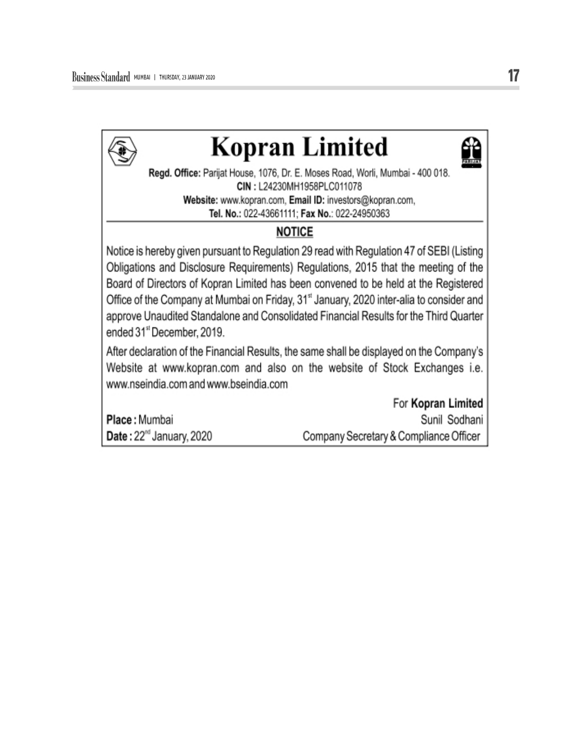# Kopran Limited

**Regd. Office:** Parijat House, 1076, Dr. E. Moses Road, Worli, Mumbai - 400 018.
**CIN :** L24230MH1958PLC011078
**Website:** www.kopran.com, **Email ID:** investors@kopran.com,
**Tel. No.:** 022-43661111; **Fax No.:** 022-24950363

## NOTICE

Notice is hereby given pursuant to Regulation 29 read with Regulation 47 of SEBI (Listing Obligations and Disclosure Requirements) Regulations, 2015 that the meeting of the Board of Directors of Kopran Limited has been convened to be held at the Registered Office of the Company at Mumbai on Friday, 31st January, 2020 inter-alia to consider and approve Unaudited Standalone and Consolidated Financial Results for the Third Quarter ended 31st December, 2019.

After declaration of the Financial Results, the same shall be displayed on the Company's Website at www.kopran.com and also on the website of Stock Exchanges i.e. www.nseindia.com and www.bseindia.com

For **Kopran Limited**
Sunil Sodhani
Company Secretary & Compliance Officer

**Place :** Mumbai
**Date :** 22nd January, 2020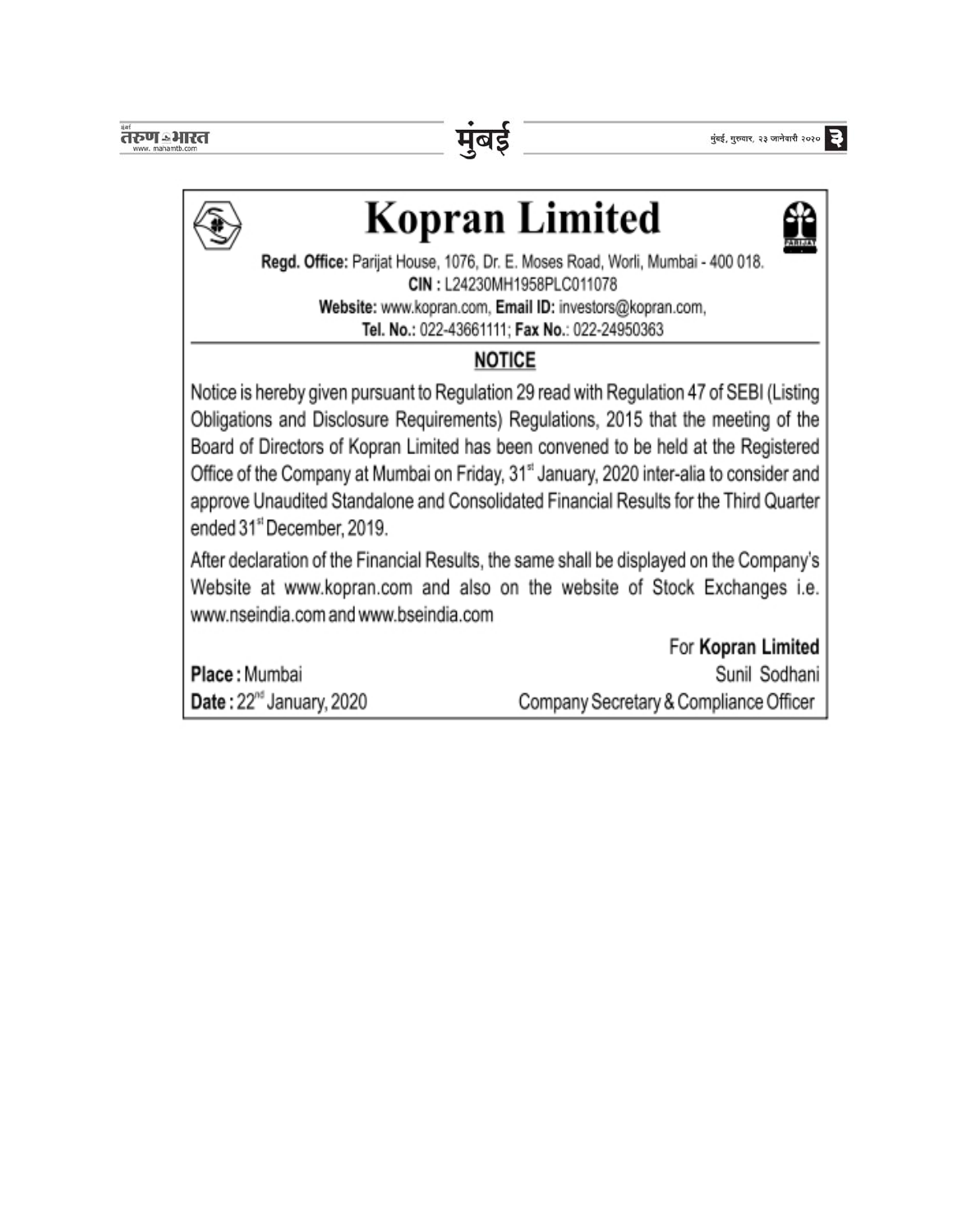# Kopran Limited

**Regd. Office:** Parijat House, 1076, Dr. E. Moses Road, Worli, Mumbai - 400 018.
**CIN :** L24230MH1958PLC011078
**Website:** www.kopran.com, **Email ID:** investors@kopran.com,
**Tel. No.:** 022-43661111; **Fax No.:** 022-24950363

## NOTICE

Notice is hereby given pursuant to Regulation 29 read with Regulation 47 of SEBI (Listing Obligations and Disclosure Requirements) Regulations, 2015 that the meeting of the Board of Directors of Kopran Limited has been convened to be held at the Registered Office of the Company at Mumbai on Friday, 31st January, 2020 inter-alia to consider and approve Unaudited Standalone and Consolidated Financial Results for the Third Quarter ended 31st December, 2019.

After declaration of the Financial Results, the same shall be displayed on the Company's Website at www.kopran.com and also on the website of Stock Exchanges i.e. www.nseindia.com and www.bseindia.com

For **Kopran Limited**
Sunil Sodhani
Company Secretary & Compliance Officer

**Place :** Mumbai
**Date :** 22nd January, 2020